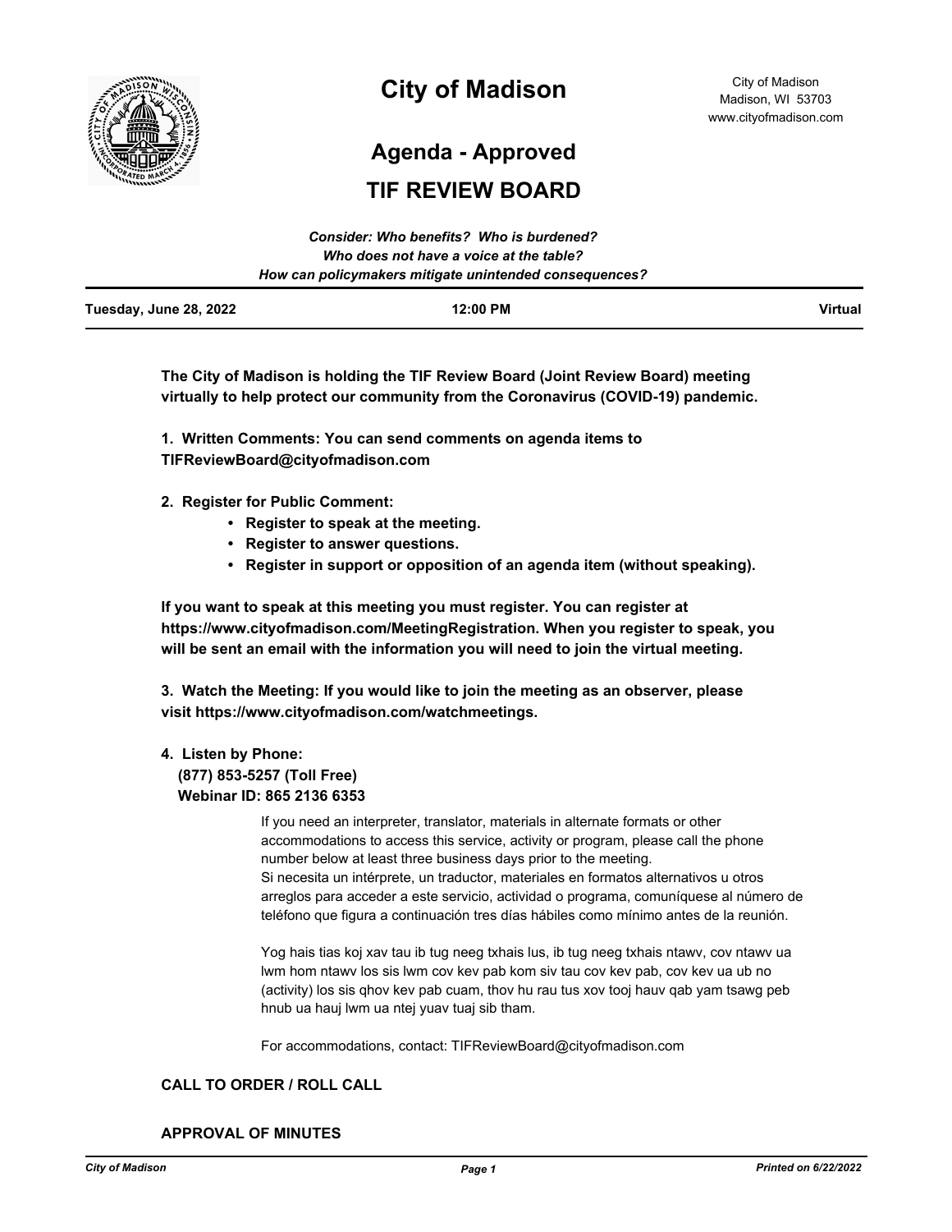# City of Madison

City of Madison
Madison, WI 53703
www.cityofmadison.com

## Agenda - Approved

## TIF REVIEW BOARD

***Consider: Who benefits? Who is burdened?***
***Who does not have a voice at the table?***
***How can policymakers mitigate unintended consequences?***

| Tuesday, June 28, 2022 | 12:00 PM | Virtual |
|---|---|---|

**The City of Madison is holding the TIF Review Board (Joint Review Board) meeting virtually to help protect our community from the Coronavirus (COVID-19) pandemic.**

**1. Written Comments: You can send comments on agenda items to TIFReviewBoard@cityofmadison.com**

**2. Register for Public Comment:**

- **Register to speak at the meeting.**
- **Register to answer questions.**
- **Register in support or opposition of an agenda item (without speaking).**

**If you want to speak at this meeting you must register. You can register at https://www.cityofmadison.com/MeetingRegistration. When you register to speak, you will be sent an email with the information you will need to join the virtual meeting.**

**3. Watch the Meeting: If you would like to join the meeting as an observer, please visit https://www.cityofmadison.com/watchmeetings.**

**4. Listen by Phone:**
**(877) 853-5257 (Toll Free)**
**Webinar ID: 865 2136 6353**

If you need an interpreter, translator, materials in alternate formats or other accommodations to access this service, activity or program, please call the phone number below at least three business days prior to the meeting.
Si necesita un intérprete, un traductor, materiales en formatos alternativos u otros arreglos para acceder a este servicio, actividad o programa, comuníquese al número de teléfono que figura a continuación tres días hábiles como mínimo antes de la reunión.

Yog hais tias koj xav tau ib tug neeg txhais lus, ib tug neeg txhais ntawv, cov ntawv ua lwm hom ntawv los sis lwm cov kev pab kom siv tau cov kev pab, cov kev ua ub no (activity) los sis qhov kev pab cuam, thov hu rau tus xov tooj hauv qab yam tsawg peb hnub ua hauj lwm ua ntej yuav tuaj sib tham.

For accommodations, contact: TIFReviewBoard@cityofmadison.com

### CALL TO ORDER / ROLL CALL

### APPROVAL OF MINUTES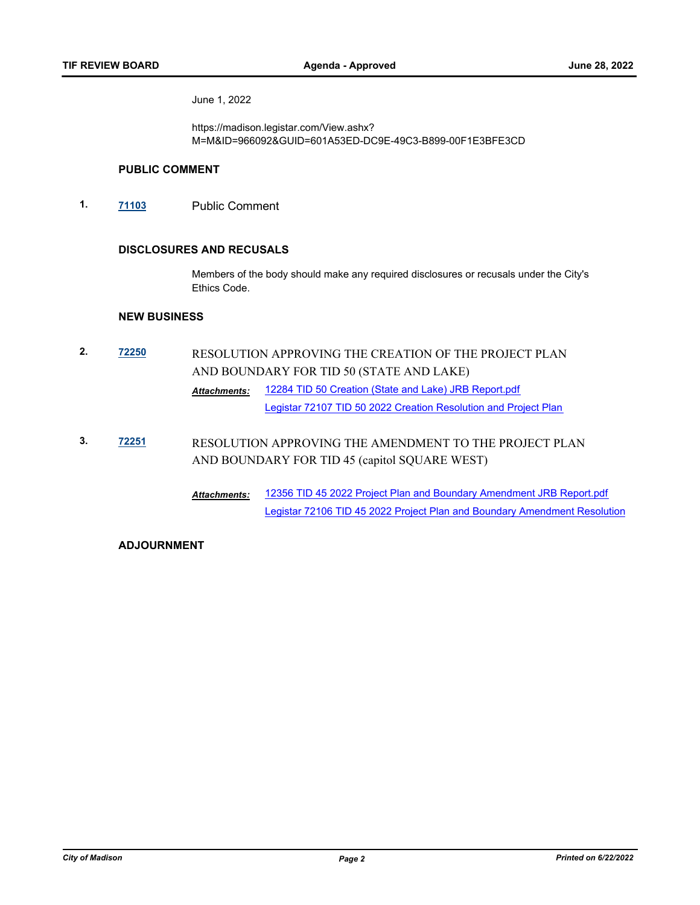June 1, 2022

https://madison.legistar.com/View.ashx?M=M&ID=966092&GUID=601A53ED-DC9E-49C3-B899-00F1E3BFE3CD

### PUBLIC COMMENT

**1.** **71103** Public Comment

### DISCLOSURES AND RECUSALS

Members of the body should make any required disclosures or recusals under the City's Ethics Code.

### NEW BUSINESS

**2.** **72250** RESOLUTION APPROVING THE CREATION OF THE PROJECT PLAN AND BOUNDARY FOR TID 50 (STATE AND LAKE)

***Attachments:*** 12284 TID 50 Creation (State and Lake) JRB Report.pdf
Legistar 72107 TID 50 2022 Creation Resolution and Project Plan

**3.** **72251** RESOLUTION APPROVING THE AMENDMENT TO THE PROJECT PLAN AND BOUNDARY FOR TID 45 (capitol SQUARE WEST)

***Attachments:*** 12356 TID 45 2022 Project Plan and Boundary Amendment JRB Report.pdf
Legistar 72106 TID 45 2022 Project Plan and Boundary Amendment Resolution

### ADJOURNMENT